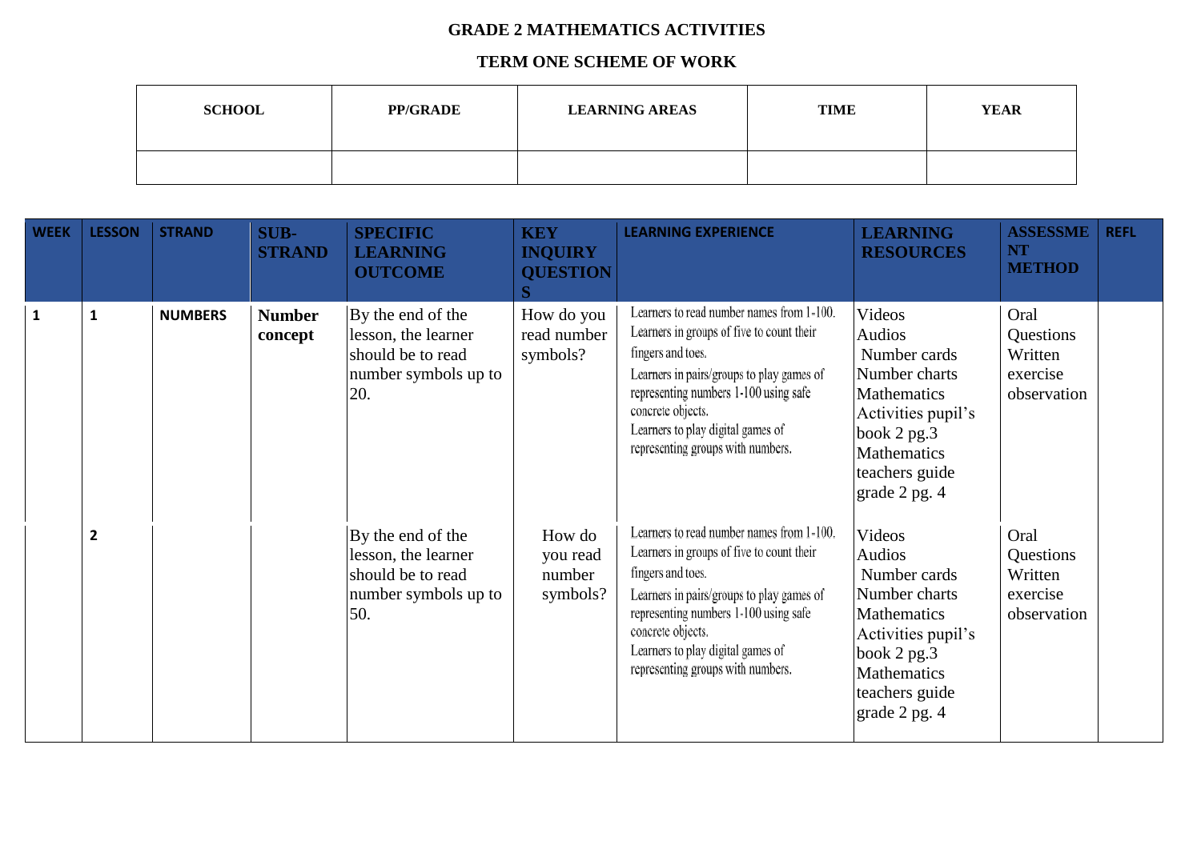**GRADE 2 MATHEMATICS ACTIVITIES**

**TERM ONE SCHEME OF WORK**

| SCHOOL | PP/GRADE | LEARNING AREAS | TIME | YEAR |
|---|---|---|---|---|
| | | | | |

| WEEK | LESSON | STRAND | SUB-STRAND | SPECIFIC LEARNING OUTCOME | KEY INQUIRY QUESTIONS | LEARNING EXPERIENCE | LEARNING RESOURCES | ASSESSMENT METHOD | REFL |
|---|---|---|---|---|---|---|---|---|---|
| 1 | 1 | NUMBERS | Number concept | By the end of the lesson, the learner should be to read number symbols up to 20. | How do you read number symbols? | Learners to read number names from 1-100. Learners in groups of five to count their fingers and toes. Learners in pairs/groups to play games of representing numbers 1-100 using safe concrete objects. Learners to play digital games of representing groups with numbers. | Videos Audios Number cards Number charts Mathematics Activities pupil's book 2 pg.3 Mathematics teachers guide grade 2 pg. 4 | Oral Questions Written exercise observation | |
| | 2 | | | By the end of the lesson, the learner should be to read number symbols up to 50. | How do you read number symbols? | Learners to read number names from 1-100. Learners in groups of five to count their fingers and toes. Learners in pairs/groups to play games of representing numbers 1-100 using safe concrete objects. Learners to play digital games of representing groups with numbers. | Videos Audios Number cards Number charts Mathematics Activities pupil's book 2 pg.3 Mathematics teachers guide grade 2 pg. 4 | Oral Questions Written exercise observation | |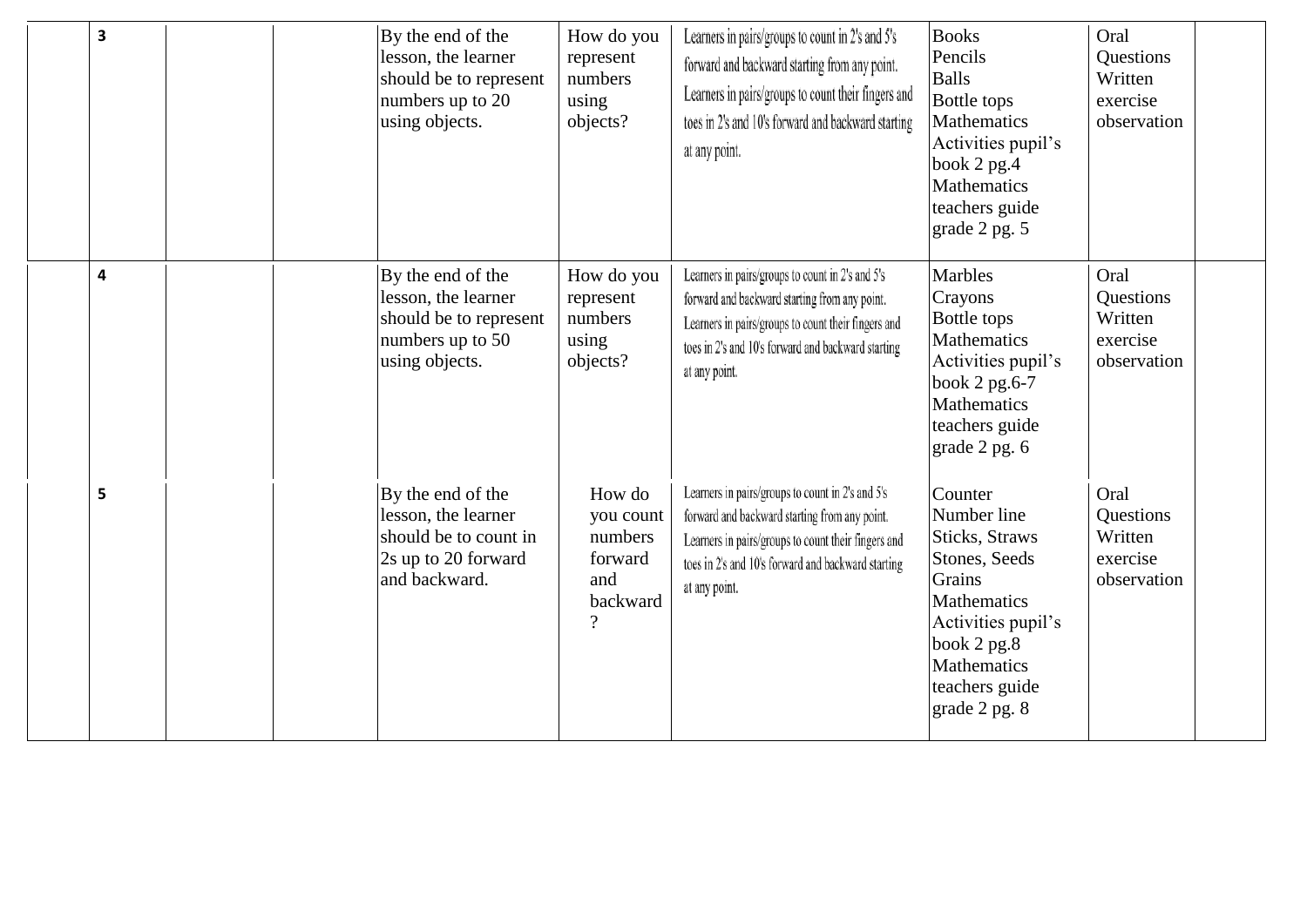| | | | | | | | | | |
|---|---|---|---|---|---|---|---|---|---|
| | 3 | | | By the end of the lesson, the learner should be to represent numbers up to 20 using objects. | How do you represent numbers using objects? | Learners in pairs/groups to count in 2's and 5's forward and backward starting from any point. Learners in pairs/groups to count their fingers and toes in 2's and 10's forward and backward starting at any point. | Books Pencils Balls Bottle tops Mathematics Activities pupil's book 2 pg.4 Mathematics teachers guide grade 2 pg. 5 | Oral Questions Written exercise observation | |
| | 4 | | | By the end of the lesson, the learner should be to represent numbers up to 50 using objects. | How do you represent numbers using objects? | Learners in pairs/groups to count in 2's and 5's forward and backward starting from any point. Learners in pairs/groups to count their fingers and toes in 2's and 10's forward and backward starting at any point. | Marbles Crayons Bottle tops Mathematics Activities pupil's book 2 pg.6-7 Mathematics teachers guide grade 2 pg. 6 | Oral Questions Written exercise observation | |
| | 5 | | | By the end of the lesson, the learner should be to count in 2s up to 20 forward and backward. | How do you count numbers forward and backward ? | Learners in pairs/groups to count in 2's and 5's forward and backward starting from any point. Learners in pairs/groups to count their fingers and toes in 2's and 10's forward and backward starting at any point. | Counter Number line Sticks, Straws Stones, Seeds Grains Mathematics Activities pupil's book 2 pg.8 Mathematics teachers guide grade 2 pg. 8 | Oral Questions Written exercise observation | |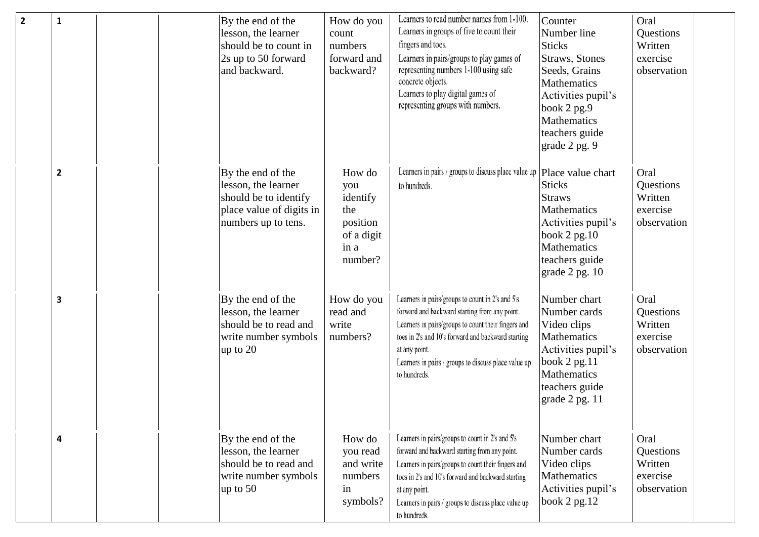| | | | | | | | | | |
|---|---|---|---|---|---|---|---|---|---|
| **2** | **1** | | | By the end of the lesson, the learner should be to count in 2s up to 50 forward and backward. | How do you count numbers forward and backward? | Learners to read number names from 1-100. Learners in groups of five to count their fingers and toes. Learners in pairs/groups to play games of representing numbers 1-100 using safe concrete objects. Learners to play digital games of representing groups with numbers. | Counter Number line Sticks Straws, Stones Seeds, Grains Mathematics Activities pupil's book 2 pg.9 Mathematics teachers guide grade 2 pg. 9 | Oral Questions Written exercise observation | |
| | **2** | | | By the end of the lesson, the learner should be to identify place value of digits in numbers up to tens. | How do you identify the position of a digit in a number? | Learners in pairs / groups to discuss place value up to hundreds. | Place value chart Sticks Straws Mathematics Activities pupil's book 2 pg.10 Mathematics teachers guide grade 2 pg. 10 | Oral Questions Written exercise observation | |
| | **3** | | | By the end of the lesson, the learner should be to read and write number symbols up to 20 | How do you read and write numbers? | Learners in pairs/groups to count in 2's and 5's forward and backward starting from any point. Learners in pairs/groups to count their fingers and toes in 2's and 10's forward and backward starting at any point. Learners in pairs / groups to discuss place value up to hundreds. | Number chart Number cards Video clips Mathematics Activities pupil's book 2 pg.11 Mathematics teachers guide grade 2 pg. 11 | Oral Questions Written exercise observation | |
| | **4** | | | By the end of the lesson, the learner should be to read and write number symbols up to 50 | How do you read and write numbers in symbols? | Learners in pairs/groups to count in 2's and 5's forward and backward starting from any point. Learners in pairs/groups to count their fingers and toes in 2's and 10's forward and backward starting at any point. Learners in pairs / groups to discuss place value up to hundreds. | Number chart Number cards Video clips Mathematics Activities pupil's book 2 pg.12 | Oral Questions Written exercise observation | |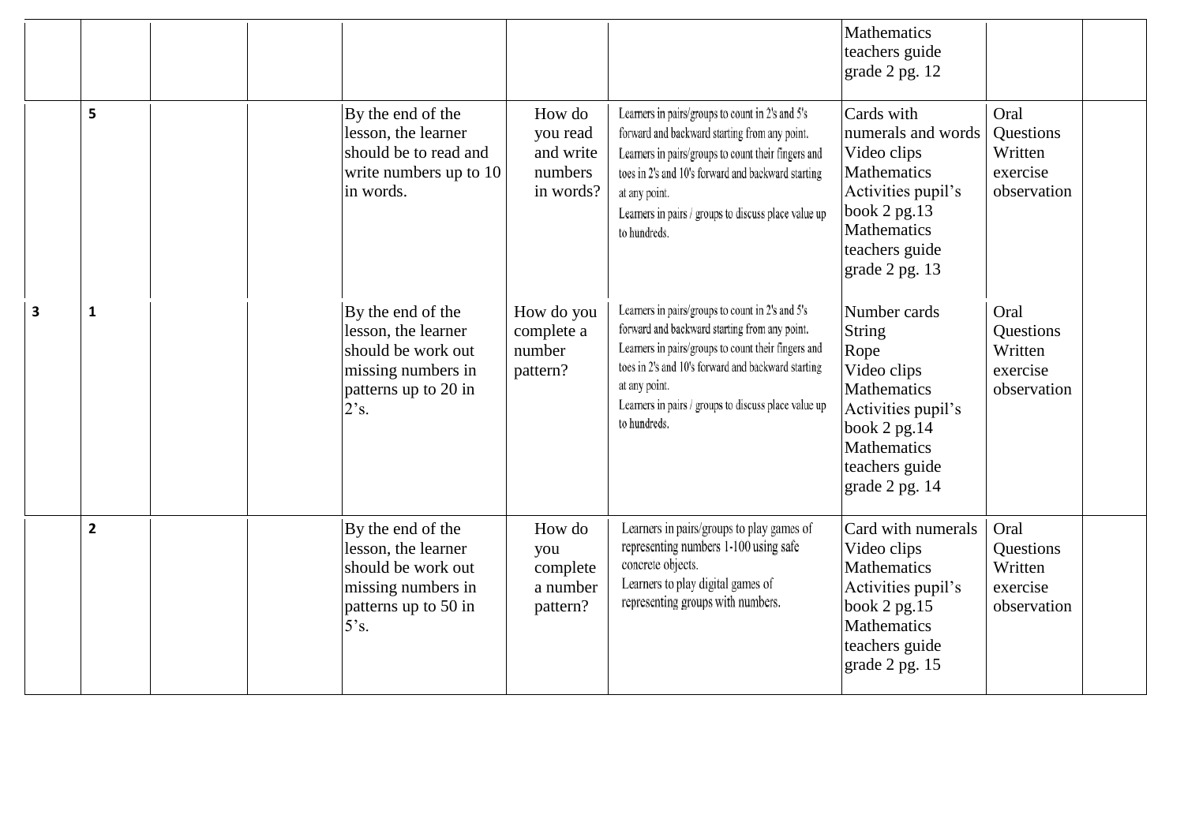| | | | | | | | | | |
|---|---|---|---|---|---|---|---|---|---|
| | | | | | | | Mathematics teachers guide grade 2 pg. 12 | | |
| | 5 | | | By the end of the lesson, the learner should be to read and write numbers up to 10 in words. | How do you read and write numbers in words? | Learners in pairs/groups to count in 2's and 5's forward and backward starting from any point. Learners in pairs/groups to count their fingers and toes in 2's and 10's forward and backward starting at any point. Learners in pairs / groups to discuss place value up to hundreds. | Cards with numerals and words Video clips Mathematics Activities pupil's book 2 pg.13 Mathematics teachers guide grade 2 pg. 13 | Oral Questions Written exercise observation | |
| 3 | 1 | | | By the end of the lesson, the learner should be work out missing numbers in patterns up to 20 in 2's. | How do you complete a number pattern? | Learners in pairs/groups to count in 2's and 5's forward and backward starting from any point. Learners in pairs/groups to count their fingers and toes in 2's and 10's forward and backward starting at any point. Learners in pairs / groups to discuss place value up to hundreds. | Number cards String Rope Video clips Mathematics Activities pupil's book 2 pg.14 Mathematics teachers guide grade 2 pg. 14 | Oral Questions Written exercise observation | |
| | 2 | | | By the end of the lesson, the learner should be work out missing numbers in patterns up to 50 in 5's. | How do you complete a number pattern? | Learners in pairs/groups to play games of representing numbers 1-100 using safe concrete objects. Learners to play digital games of representing groups with numbers. | Card with numerals Video clips Mathematics Activities pupil's book 2 pg.15 Mathematics teachers guide grade 2 pg. 15 | Oral Questions Written exercise observation | |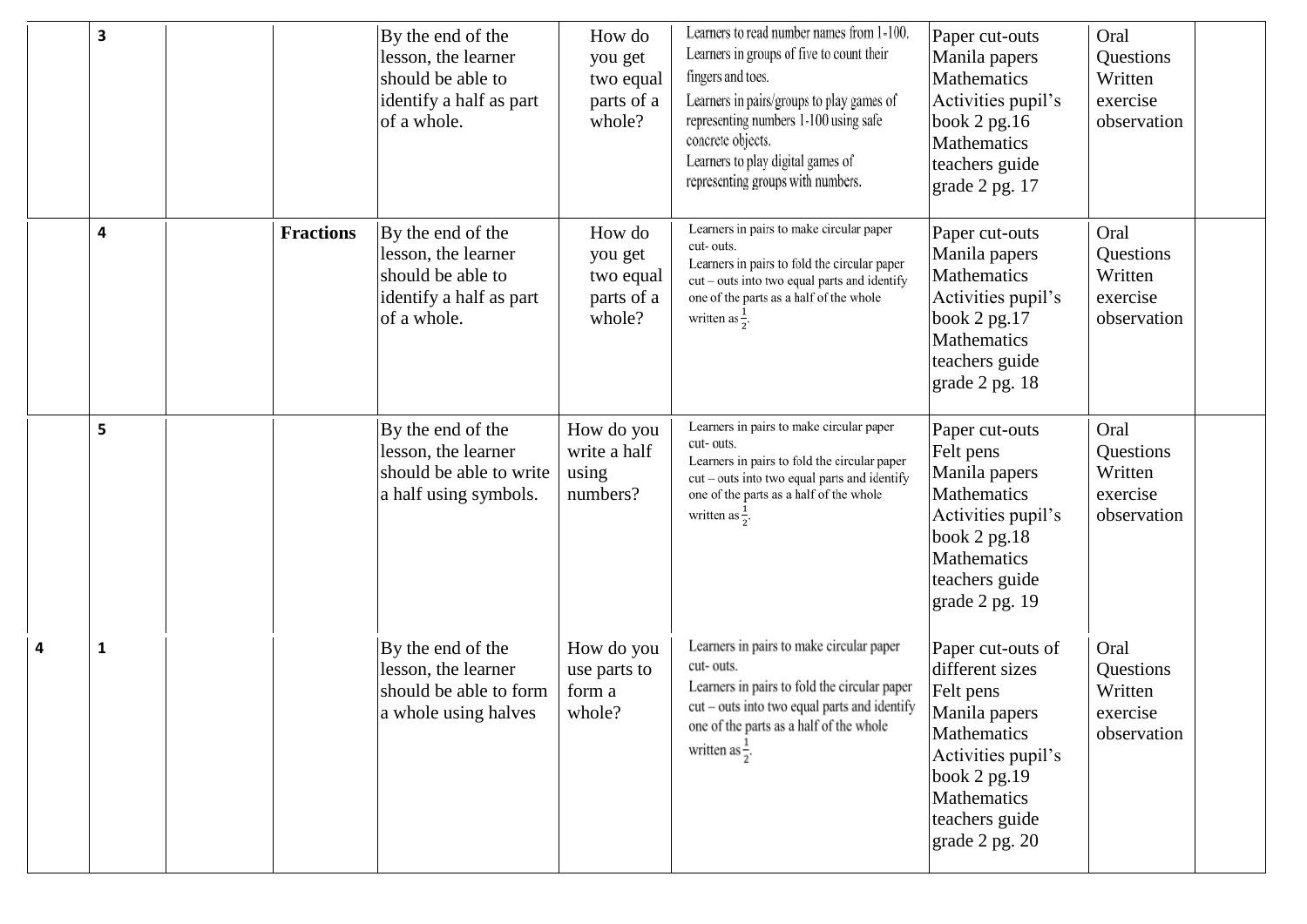| | | | | | | | | | |
|---|---|---|---|---|---|---|---|---|---|
| | 3 | | | By the end of the lesson, the learner should be able to identify a half as part of a whole. | How do you get two equal parts of a whole? | Learners to read number names from 1-100. Learners in groups of five to count their fingers and toes. Learners in pairs/groups to play games of representing numbers 1-100 using safe concrete objects. Learners to play digital games of representing groups with numbers. | Paper cut-outs Manila papers Mathematics Activities pupil's book 2 pg.16 Mathematics teachers guide grade 2 pg. 17 | Oral Questions Written exercise observation | |
| | 4 | | **Fractions** | By the end of the lesson, the learner should be able to identify a half as part of a whole. | How do you get two equal parts of a whole? | Learners in pairs to make circular paper cut- outs. Learners in pairs to fold the circular paper cut – outs into two equal parts and identify one of the parts as a half of the whole written as $\frac{1}{2}$. | Paper cut-outs Manila papers Mathematics Activities pupil's book 2 pg.17 Mathematics teachers guide grade 2 pg. 18 | Oral Questions Written exercise observation | |
| | 5 | | | By the end of the lesson, the learner should be able to write a half using symbols. | How do you write a half using numbers? | Learners in pairs to make circular paper cut- outs. Learners in pairs to fold the circular paper cut – outs into two equal parts and identify one of the parts as a half of the whole written as $\frac{1}{2}$. | Paper cut-outs Felt pens Manila papers Mathematics Activities pupil's book 2 pg.18 Mathematics teachers guide grade 2 pg. 19 | Oral Questions Written exercise observation | |
| 4 | 1 | | | By the end of the lesson, the learner should be able to form a whole using halves | How do you use parts to form a whole? | Learners in pairs to make circular paper cut- outs. Learners in pairs to fold the circular paper cut – outs into two equal parts and identify one of the parts as a half of the whole written as $\frac{1}{2}$. | Paper cut-outs of different sizes Felt pens Manila papers Mathematics Activities pupil's book 2 pg.19 Mathematics teachers guide grade 2 pg. 20 | Oral Questions Written exercise observation | |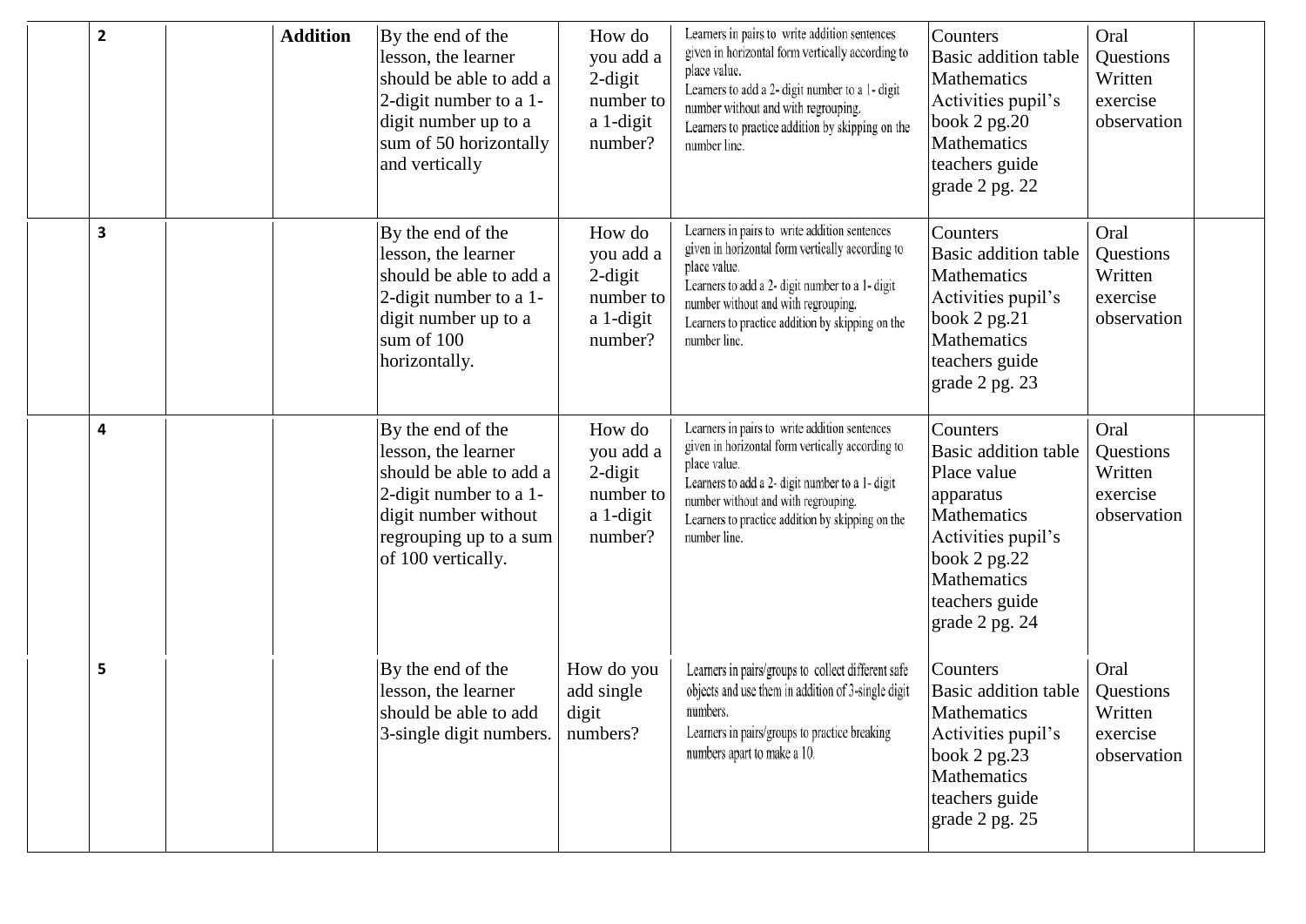| | | | | | | | | | |
|---|---|---|---|---|---|---|---|---|---|
| | 2 | | **Addition** | By the end of the lesson, the learner should be able to add a 2-digit number to a 1-digit number up to a sum of 50 horizontally and vertically | How do you add a 2-digit number to a 1-digit number? | Learners in pairs to write addition sentences given in horizontal form vertically according to place value. Learners to add a 2- digit number to a 1- digit number without and with regrouping. Learners to practice addition by skipping on the number line. | Counters Basic addition table Mathematics Activities pupil's book 2 pg.20 Mathematics teachers guide grade 2 pg. 22 | Oral Questions Written exercise observation | |
| | 3 | | | By the end of the lesson, the learner should be able to add a 2-digit number to a 1-digit number up to a sum of 100 horizontally. | How do you add a 2-digit number to a 1-digit number? | Learners in pairs to write addition sentences given in horizontal form vertically according to place value. Learners to add a 2- digit number to a 1- digit number without and with regrouping. Learners to practice addition by skipping on the number line. | Counters Basic addition table Mathematics Activities pupil's book 2 pg.21 Mathematics teachers guide grade 2 pg. 23 | Oral Questions Written exercise observation | |
| | 4 | | | By the end of the lesson, the learner should be able to add a 2-digit number to a 1-digit number without regrouping up to a sum of 100 vertically. | How do you add a 2-digit number to a 1-digit number? | Learners in pairs to write addition sentences given in horizontal form vertically according to place value. Learners to add a 2- digit number to a 1- digit number without and with regrouping. Learners to practice addition by skipping on the number line. | Counters Basic addition table Place value apparatus Mathematics Activities pupil's book 2 pg.22 Mathematics teachers guide grade 2 pg. 24 | Oral Questions Written exercise observation | |
| | 5 | | | By the end of the lesson, the learner should be able to add 3-single digit numbers. | How do you add single digit numbers? | Learners in pairs/groups to collect different safe objects and use them in addition of 3-single digit numbers. Learners in pairs/groups to practice breaking numbers apart to make a 10. | Counters Basic addition table Mathematics Activities pupil's book 2 pg.23 Mathematics teachers guide grade 2 pg. 25 | Oral Questions Written exercise observation | |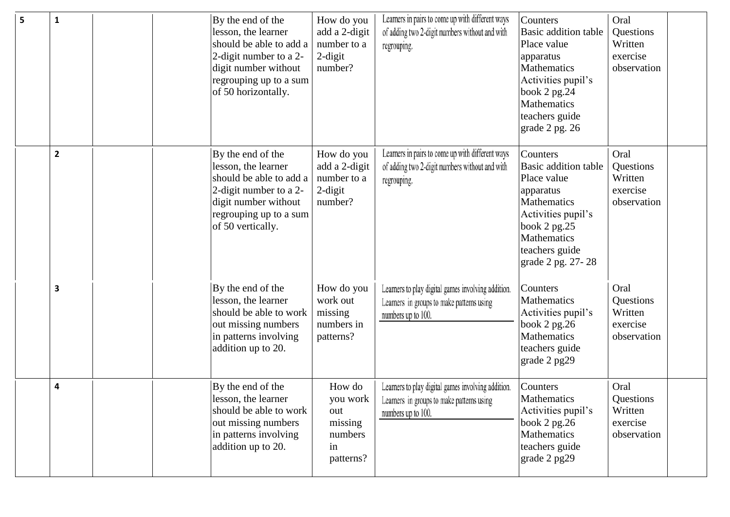| | | | | | | | | | |
|---|---|---|---|---|---|---|---|---|---|
| **5** | **1** | | | By the end of the lesson, the learner should be able to add a 2-digit number to a 2-digit number without regrouping up to a sum of 50 horizontally. | How do you add a 2-digit number to a 2-digit number? | Learners in pairs to come up with different ways of adding two 2-digit numbers without and with regrouping. | Counters<br>Basic addition table<br>Place value apparatus<br>Mathematics Activities pupil's book 2 pg.24<br>Mathematics teachers guide grade 2 pg. 26 | Oral Questions<br>Written exercise<br>observation | |
| | **2** | | | By the end of the lesson, the learner should be able to add a 2-digit number to a 2-digit number without regrouping up to a sum of 50 vertically. | How do you add a 2-digit number to a 2-digit number? | Learners in pairs to come up with different ways of adding two 2-digit numbers without and with regrouping. | Counters<br>Basic addition table<br>Place value apparatus<br>Mathematics Activities pupil's book 2 pg.25<br>Mathematics teachers guide grade 2 pg. 27- 28 | Oral Questions<br>Written exercise<br>observation | |
| | **3** | | | By the end of the lesson, the learner should be able to work out missing numbers in patterns involving addition up to 20. | How do you work out missing numbers in patterns? | Learners to play digital games involving addition.<br>Learners in groups to make patterns using numbers up to 100. | Counters<br>Mathematics Activities pupil's book 2 pg.26<br>Mathematics teachers guide grade 2 pg29 | Oral Questions<br>Written exercise<br>observation | |
| | **4** | | | By the end of the lesson, the learner should be able to work out missing numbers in patterns involving addition up to 20. | How do you work out missing numbers in patterns? | Learners to play digital games involving addition.<br>Learners in groups to make patterns using numbers up to 100. | Counters<br>Mathematics Activities pupil's book 2 pg.26<br>Mathematics teachers guide grade 2 pg29 | Oral Questions<br>Written exercise<br>observation | |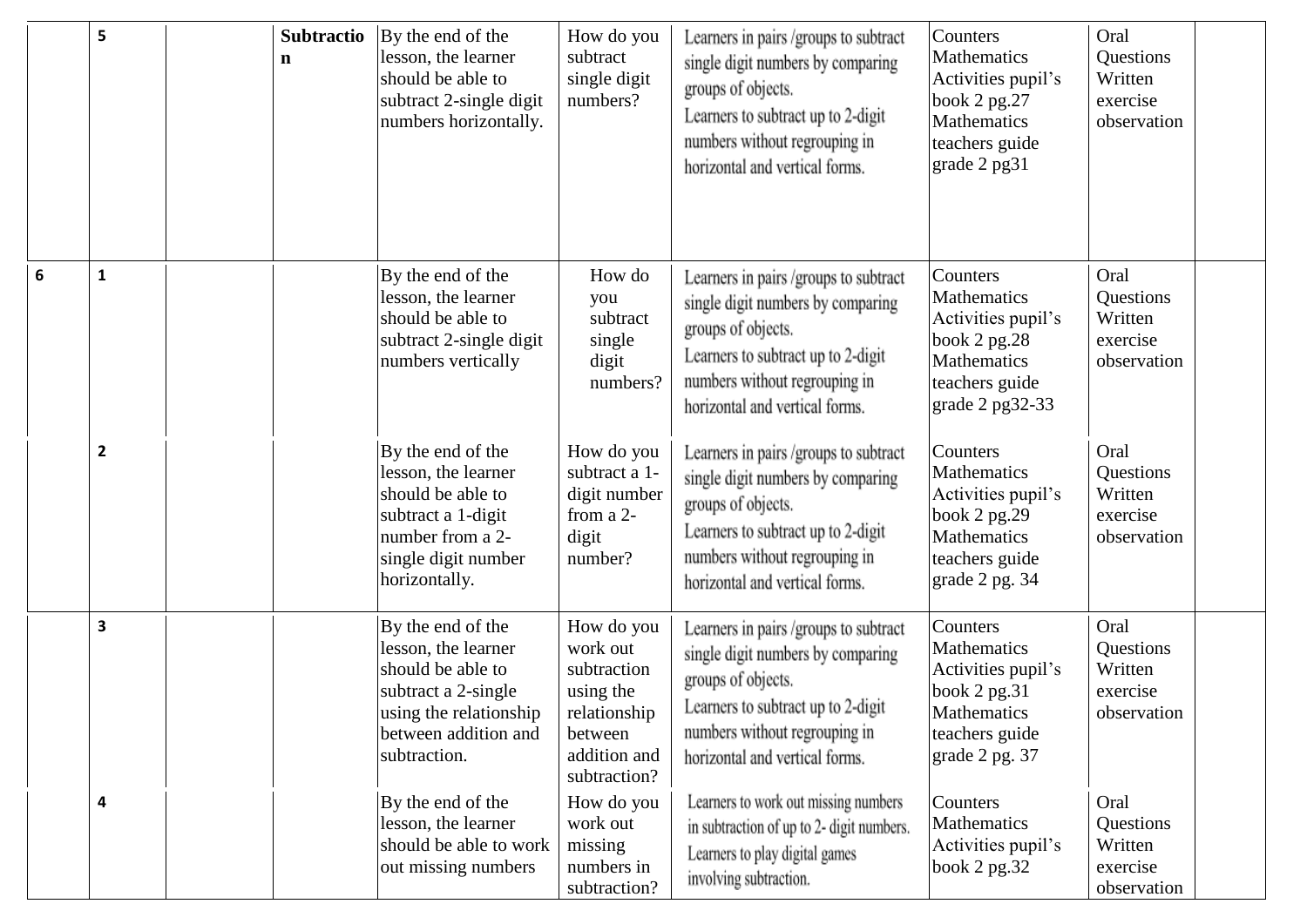|  |  |  |  |  |  |  |  |  |  |
|---|---|---|---|---|---|---|---|---|---|
|  | 5 |  | **Subtraction** | By the end of the lesson, the learner should be able to subtract 2-single digit numbers horizontally. | How do you subtract single digit numbers? | Learners in pairs /groups to subtract single digit numbers by comparing groups of objects. Learners to subtract up to 2-digit numbers without regrouping in horizontal and vertical forms. | Counters Mathematics Activities pupil's book 2 pg.27 Mathematics teachers guide grade 2 pg31 | Oral Questions Written exercise observation |  |
| 6 | 1 |  |  | By the end of the lesson, the learner should be able to subtract 2-single digit numbers vertically | How do you subtract single digit numbers? | Learners in pairs /groups to subtract single digit numbers by comparing groups of objects. Learners to subtract up to 2-digit numbers without regrouping in horizontal and vertical forms. | Counters Mathematics Activities pupil's book 2 pg.28 Mathematics teachers guide grade 2 pg32-33 | Oral Questions Written exercise observation |  |
|  | 2 |  |  | By the end of the lesson, the learner should be able to subtract a 1-digit number from a 2-single digit number horizontally. | How do you subtract a 1-digit number from a 2-digit number? | Learners in pairs /groups to subtract single digit numbers by comparing groups of objects. Learners to subtract up to 2-digit numbers without regrouping in horizontal and vertical forms. | Counters Mathematics Activities pupil's book 2 pg.29 Mathematics teachers guide grade 2 pg. 34 | Oral Questions Written exercise observation |  |
|  | 3 |  |  | By the end of the lesson, the learner should be able to subtract a 2-single using the relationship between addition and subtraction. | How do you work out subtraction using the relationship between addition and subtraction? | Learners in pairs /groups to subtract single digit numbers by comparing groups of objects. Learners to subtract up to 2-digit numbers without regrouping in horizontal and vertical forms. | Counters Mathematics Activities pupil's book 2 pg.31 Mathematics teachers guide grade 2 pg. 37 | Oral Questions Written exercise observation |  |
|  | 4 |  |  | By the end of the lesson, the learner should be able to work out missing numbers | How do you work out missing numbers in subtraction? | Learners to work out missing numbers in subtraction of up to 2- digit numbers. Learners to play digital games involving subtraction. | Counters Mathematics Activities pupil's book 2 pg.32 | Oral Questions Written exercise observation |  |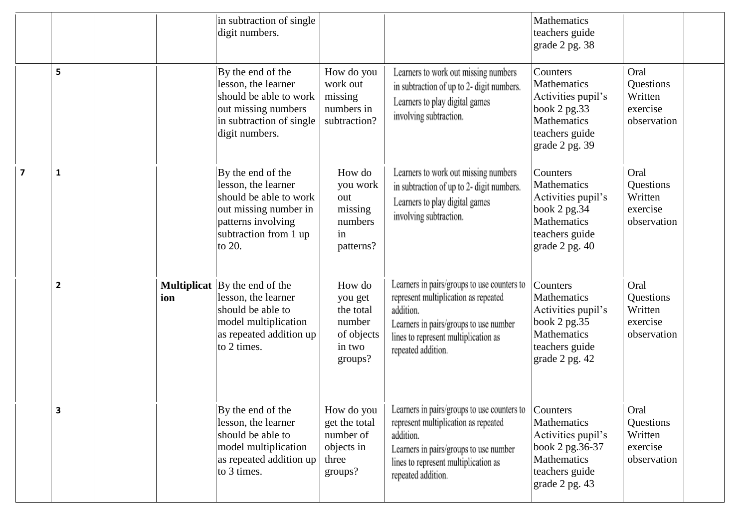|  |  |  |  |  |  |  |  |  |  |
|---|---|---|---|---|---|---|---|---|---|
|  |  |  |  | in subtraction of single digit numbers. |  |  | Mathematics teachers guide grade 2 pg. 38 |  |  |
|  | 5 |  |  | By the end of the lesson, the learner should be able to work out missing numbers in subtraction of single digit numbers. | How do you work out missing numbers in subtraction? | Learners to work out missing numbers in subtraction of up to 2- digit numbers. Learners to play digital games involving subtraction. | Counters Mathematics Activities pupil's book 2 pg.33 Mathematics teachers guide grade 2 pg. 39 | Oral Questions Written exercise observation |  |
| 7 | 1 |  |  | By the end of the lesson, the learner should be able to work out missing number in patterns involving subtraction from 1 up to 20. | How do you work out missing numbers in patterns? | Learners to work out missing numbers in subtraction of up to 2- digit numbers. Learners to play digital games involving subtraction. | Counters Mathematics Activities pupil's book 2 pg.34 Mathematics teachers guide grade 2 pg. 40 | Oral Questions Written exercise observation |  |
|  | 2 |  | **Multiplication** | By the end of the lesson, the learner should be able to model multiplication as repeated addition up to 2 times. | How do you get the total number of objects in two groups? | Learners in pairs/groups to use counters to represent multiplication as repeated addition. Learners in pairs/groups to use number lines to represent multiplication as repeated addition. | Counters Mathematics Activities pupil's book 2 pg.35 Mathematics teachers guide grade 2 pg. 42 | Oral Questions Written exercise observation |  |
|  | 3 |  |  | By the end of the lesson, the learner should be able to model multiplication as repeated addition up to 3 times. | How do you get the total number of objects in three groups? | Learners in pairs/groups to use counters to represent multiplication as repeated addition. Learners in pairs/groups to use number lines to represent multiplication as repeated addition. | Counters Mathematics Activities pupil's book 2 pg.36-37 Mathematics teachers guide grade 2 pg. 43 | Oral Questions Written exercise observation |  |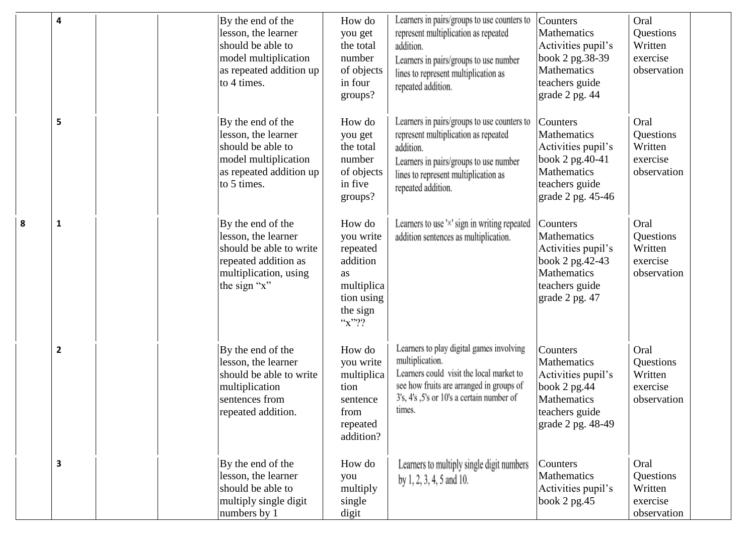| | | | | | | | | | |
|---|---|---|---|---|---|---|---|---|---|
| | 4 | | | By the end of the lesson, the learner should be able to model multiplication as repeated addition up to 4 times. | How do you get the total number of objects in four groups? | Learners in pairs/groups to use counters to represent multiplication as repeated addition. Learners in pairs/groups to use number lines to represent multiplication as repeated addition. | Counters Mathematics Activities pupil's book 2 pg.38-39 Mathematics teachers guide grade 2 pg. 44 | Oral Questions Written exercise observation | |
| | 5 | | | By the end of the lesson, the learner should be able to model multiplication as repeated addition up to 5 times. | How do you get the total number of objects in five groups? | Learners in pairs/groups to use counters to represent multiplication as repeated addition. Learners in pairs/groups to use number lines to represent multiplication as repeated addition. | Counters Mathematics Activities pupil's book 2 pg.40-41 Mathematics teachers guide grade 2 pg. 45-46 | Oral Questions Written exercise observation | |
| 8 | 1 | | | By the end of the lesson, the learner should be able to write repeated addition as multiplication, using the sign "x" | How do you write repeated addition as multiplication using the sign "x"?? | Learners to use '×' sign in writing repeated addition sentences as multiplication. | Counters Mathematics Activities pupil's book 2 pg.42-43 Mathematics teachers guide grade 2 pg. 47 | Oral Questions Written exercise observation | |
| | 2 | | | By the end of the lesson, the learner should be able to write multiplication sentences from repeated addition. | How do you write multiplication sentence from repeated addition? | Learners to play digital games involving multiplication. Learners could visit the local market to see how fruits are arranged in groups of 3's, 4's ,5's or 10's a certain number of times. | Counters Mathematics Activities pupil's book 2 pg.44 Mathematics teachers guide grade 2 pg. 48-49 | Oral Questions Written exercise observation | |
| | 3 | | | By the end of the lesson, the learner should be able to multiply single digit numbers by 1 | How do you multiply single digit | Learners to multiply single digit numbers by 1, 2, 3, 4, 5 and 10. | Counters Mathematics Activities pupil's book 2 pg.45 | Oral Questions Written exercise observation | |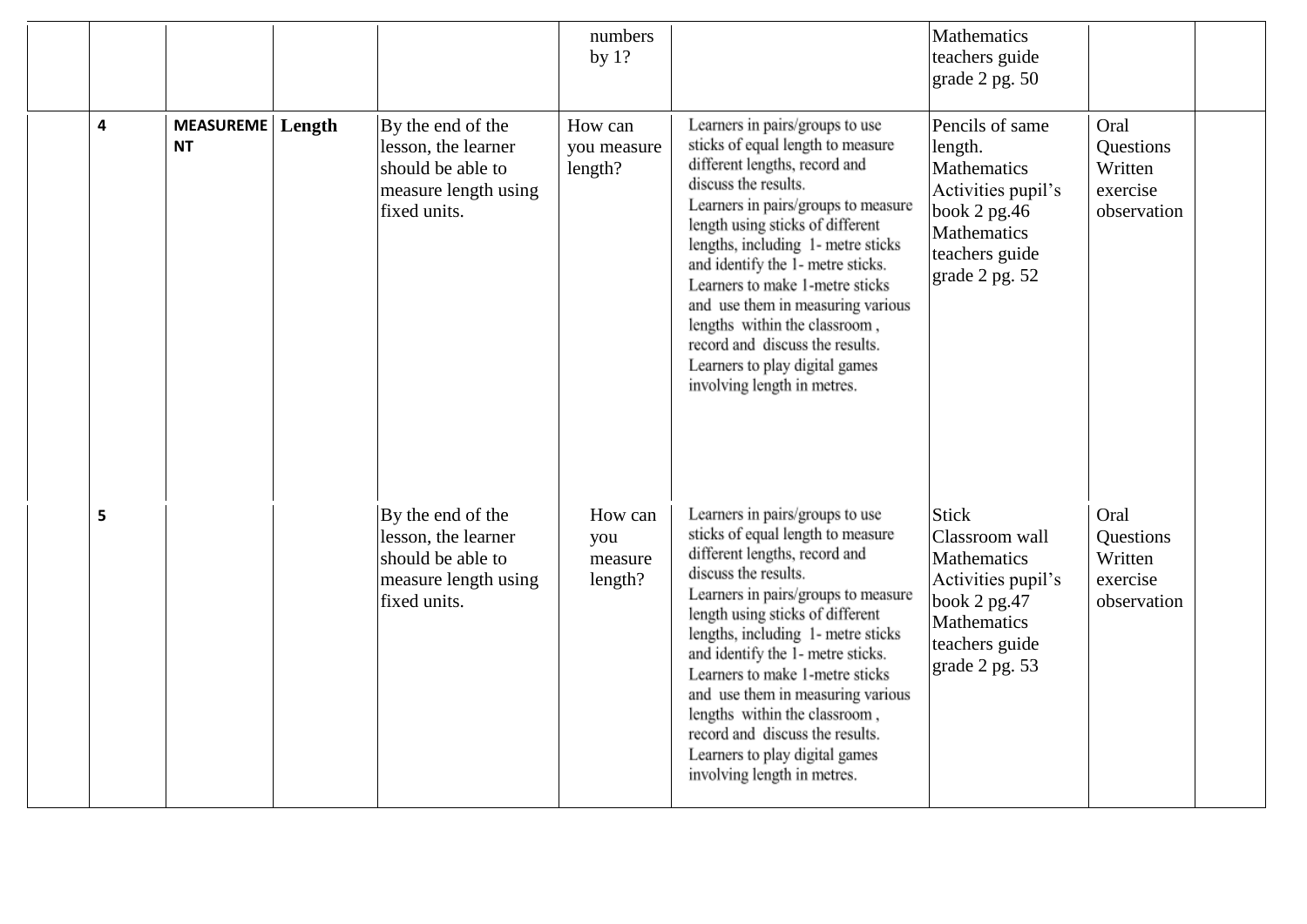|  |  |  |  |  | numbers by 1? |  | Mathematics teachers guide grade 2 pg. 50 |  |  |
|---|---|---|---|---|---|---|---|---|---|
|  | **4** | **MEASUREMENT** | **Length** | By the end of the lesson, the learner should be able to measure length using fixed units. | How can you measure length? | Learners in pairs/groups to use sticks of equal length to measure different lengths, record and discuss the results. Learners in pairs/groups to measure length using sticks of different lengths, including 1- metre sticks and identify the 1- metre sticks. Learners to make 1-metre sticks and use them in measuring various lengths within the classroom, record and discuss the results. Learners to play digital games involving length in metres. | Pencils of same length. Mathematics Activities pupil's book 2 pg.46 Mathematics teachers guide grade 2 pg. 52 | Oral Questions Written exercise observation |  |
|  | **5** |  |  | By the end of the lesson, the learner should be able to measure length using fixed units. | How can you measure length? | Learners in pairs/groups to use sticks of equal length to measure different lengths, record and discuss the results. Learners in pairs/groups to measure length using sticks of different lengths, including 1- metre sticks and identify the 1- metre sticks. Learners to make 1-metre sticks and use them in measuring various lengths within the classroom, record and discuss the results. Learners to play digital games involving length in metres. | Stick Classroom wall Mathematics Activities pupil's book 2 pg.47 Mathematics teachers guide grade 2 pg. 53 | Oral Questions Written exercise observation |  |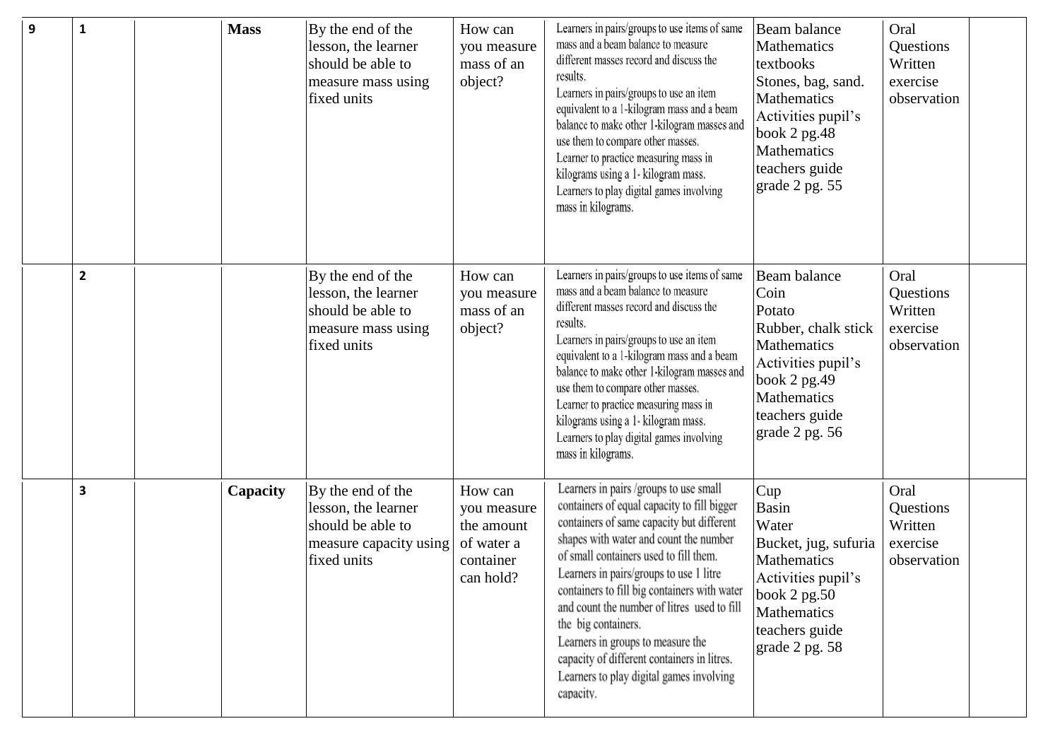| 9 | 1 | | Mass | By the end of the lesson, the learner should be able to measure mass using fixed units | How can you measure mass of an object? | Learners in pairs/groups to use items of same mass and a beam balance to measure different masses record and discuss the results.<br>Learners in pairs/groups to use an item equivalent to a 1-kilogram mass and a beam balance to make other 1-kilogram masses and use them to compare other masses.<br>Learner to practice measuring mass in kilograms using a 1- kilogram mass.<br>Learners to play digital games involving mass in kilograms. | Beam balance<br>Mathematics textbooks<br>Stones, bag, sand.<br>Mathematics Activities pupil's book 2 pg.48<br>Mathematics teachers guide grade 2 pg. 55 | Oral Questions<br>Written exercise<br>observation | |
|---|---|---|---|---|---|---|---|---|---|
| | 2 | | | By the end of the lesson, the learner should be able to measure mass using fixed units | How can you measure mass of an object? | Learners in pairs/groups to use items of same mass and a beam balance to measure different masses record and discuss the results.<br>Learners in pairs/groups to use an item equivalent to a 1-kilogram mass and a beam balance to make other 1-kilogram masses and use them to compare other masses.<br>Learner to practice measuring mass in kilograms using a 1- kilogram mass.<br>Learners to play digital games involving mass in kilograms. | Beam balance<br>Coin<br>Potato<br>Rubber, chalk stick<br>Mathematics Activities pupil's book 2 pg.49<br>Mathematics teachers guide grade 2 pg. 56 | Oral Questions<br>Written exercise<br>observation | |
| | 3 | | Capacity | By the end of the lesson, the learner should be able to measure capacity using fixed units | How can you measure the amount of water a container can hold? | Learners in pairs /groups to use small containers of equal capacity to fill bigger containers of same capacity but different shapes with water and count the number of small containers used to fill them.<br>Learners in pairs/groups to use 1 litre containers to fill big containers with water and count the number of litres used to fill the big containers.<br>Learners in groups to measure the capacity of different containers in litres.<br>Learners to play digital games involving capacity. | Cup<br>Basin<br>Water<br>Bucket, jug, sufuria<br>Mathematics Activities pupil's book 2 pg.50<br>Mathematics teachers guide grade 2 pg. 58 | Oral Questions<br>Written exercise<br>observation | |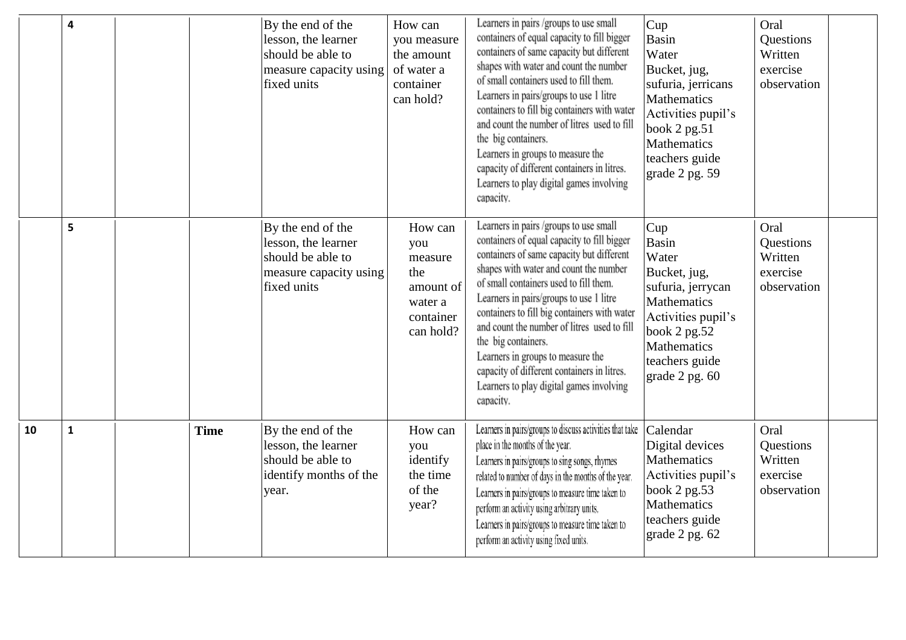| | | | | | | | | | |
|---|---|---|---|---|---|---|---|---|---|
| | 4 | | | By the end of the lesson, the learner should be able to measure capacity using fixed units | How can you measure the amount of water a container can hold? | Learners in pairs /groups to use small containers of equal capacity to fill bigger containers of same capacity but different shapes with water and count the number of small containers used to fill them. Learners in pairs/groups to use 1 litre containers to fill big containers with water and count the number of litres used to fill the big containers. Learners in groups to measure the capacity of different containers in litres. Learners to play digital games involving capacity. | Cup Basin Water Bucket, jug, sufuria, jerricans Mathematics Activities pupil's book 2 pg.51 Mathematics teachers guide grade 2 pg. 59 | Oral Questions Written exercise observation | |
| | 5 | | | By the end of the lesson, the learner should be able to measure capacity using fixed units | How can you measure the amount of water a container can hold? | Learners in pairs /groups to use small containers of equal capacity to fill bigger containers of same capacity but different shapes with water and count the number of small containers used to fill them. Learners in pairs/groups to use 1 litre containers to fill big containers with water and count the number of litres used to fill the big containers. Learners in groups to measure the capacity of different containers in litres. Learners to play digital games involving capacity. | Cup Basin Water Bucket, jug, sufuria, jerrycan Mathematics Activities pupil's book 2 pg.52 Mathematics teachers guide grade 2 pg. 60 | Oral Questions Written exercise observation | |
| 10 | 1 | | **Time** | By the end of the lesson, the learner should be able to identify months of the year. | How can you identify the time of the year? | Learners in pairs/groups to discuss activities that take place in the months of the year. Learners in pairs/groups to sing songs, rhymes related to number of days in the months of the year. Learners in pairs/groups to measure time taken to perform an activity using arbitrary units. Learners in pairs/groups to measure time taken to perform an activity using fixed units. | Calendar Digital devices Mathematics Activities pupil's book 2 pg.53 Mathematics teachers guide grade 2 pg. 62 | Oral Questions Written exercise observation | |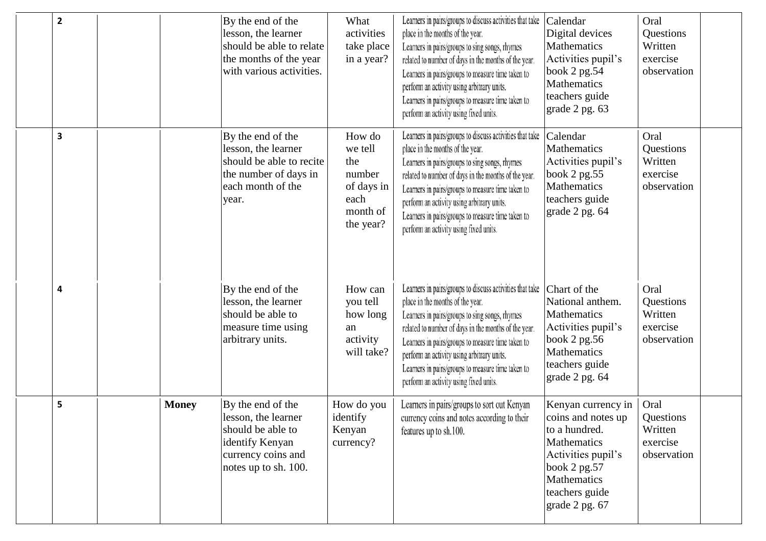| | 2 | | | By the end of the lesson, the learner should be able to relate the months of the year with various activities. | What activities take place in a year? | Learners in pairs/groups to discuss activities that take place in the months of the year. Learners in pairs/groups to sing songs, rhymes related to number of days in the months of the year. Learners in pairs/groups to measure time taken to perform an activity using arbitrary units. Learners in pairs/groups to measure time taken to perform an activity using fixed units. | Calendar Digital devices Mathematics Activities pupil's book 2 pg.54 Mathematics teachers guide grade 2 pg. 63 | Oral Questions Written exercise observation | |
|---|---|---|---|---|---|---|---|---|---|
| | 3 | | | By the end of the lesson, the learner should be able to recite the number of days in each month of the year. | How do we tell the number of days in each month of the year? | Learners in pairs/groups to discuss activities that take place in the months of the year. Learners in pairs/groups to sing songs, rhymes related to number of days in the months of the year. Learners in pairs/groups to measure time taken to perform an activity using arbitrary units. Learners in pairs/groups to measure time taken to perform an activity using fixed units. | Calendar Mathematics Activities pupil's book 2 pg.55 Mathematics teachers guide grade 2 pg. 64 | Oral Questions Written exercise observation | |
| | 4 | | | By the end of the lesson, the learner should be able to measure time using arbitrary units. | How can you tell how long an activity will take? | Learners in pairs/groups to discuss activities that take place in the months of the year. Learners in pairs/groups to sing songs, rhymes related to number of days in the months of the year. Learners in pairs/groups to measure time taken to perform an activity using arbitrary units. Learners in pairs/groups to measure time taken to perform an activity using fixed units. | Chart of the National anthem. Mathematics Activities pupil's book 2 pg.56 Mathematics teachers guide grade 2 pg. 64 | Oral Questions Written exercise observation | |
| | 5 | | **Money** | By the end of the lesson, the learner should be able to identify Kenyan currency coins and notes up to sh. 100. | How do you identify Kenyan currency? | Learners in pairs/groups to sort out Kenyan currency coins and notes according to their features up to sh.100. | Kenyan currency in coins and notes up to a hundred. Mathematics Activities pupil's book 2 pg.57 Mathematics teachers guide grade 2 pg. 67 | Oral Questions Written exercise observation | |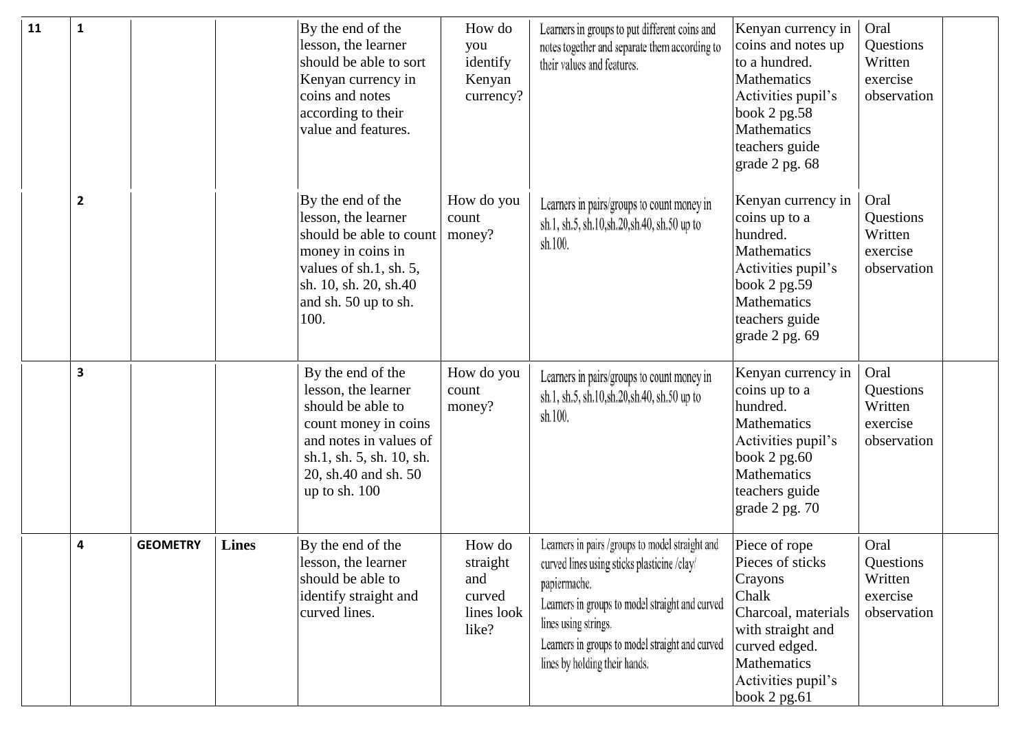| 11 | 1 | | | By the end of the lesson, the learner should be able to sort Kenyan currency in coins and notes according to their value and features. | How do you identify Kenyan currency? | Learners in groups to put different coins and notes together and separate them according to their values and features. | Kenyan currency in coins and notes up to a hundred. Mathematics Activities pupil's book 2 pg.58 Mathematics teachers guide grade 2 pg. 68 | Oral Questions Written exercise observation | |
|---|---|---|---|---|---|---|---|---|---|
| | 2 | | | By the end of the lesson, the learner should be able to count money in coins in values of sh.1, sh. 5, sh. 10, sh. 20, sh.40 and sh. 50 up to sh. 100. | How do you count money? | Learners in pairs/groups to count money in sh.1, sh.5, sh.10,sh.20,sh.40, sh.50 up to sh.100. | Kenyan currency in coins up to a hundred. Mathematics Activities pupil's book 2 pg.59 Mathematics teachers guide grade 2 pg. 69 | Oral Questions Written exercise observation | |
| | 3 | | | By the end of the lesson, the learner should be able to count money in coins and notes in values of sh.1, sh. 5, sh. 10, sh. 20, sh.40 and sh. 50 up to sh. 100 | How do you count money? | Learners in pairs/groups to count money in sh.1, sh.5, sh.10,sh.20,sh.40, sh.50 up to sh.100. | Kenyan currency in coins up to a hundred. Mathematics Activities pupil's book 2 pg.60 Mathematics teachers guide grade 2 pg. 70 | Oral Questions Written exercise observation | |
| | 4 | **GEOMETRY** | **Lines** | By the end of the lesson, the learner should be able to identify straight and curved lines. | How do straight and curved lines look like? | Learners in pairs /groups to model straight and curved lines using sticks plasticine /clay/ papiermache.<br>Learners in groups to model straight and curved lines using strings.<br>Learners in groups to model straight and curved lines by holding their hands. | Piece of rope Pieces of sticks Crayons Chalk Charcoal, materials with straight and curved edged. Mathematics Activities pupil's book 2 pg.61 | Oral Questions Written exercise observation | |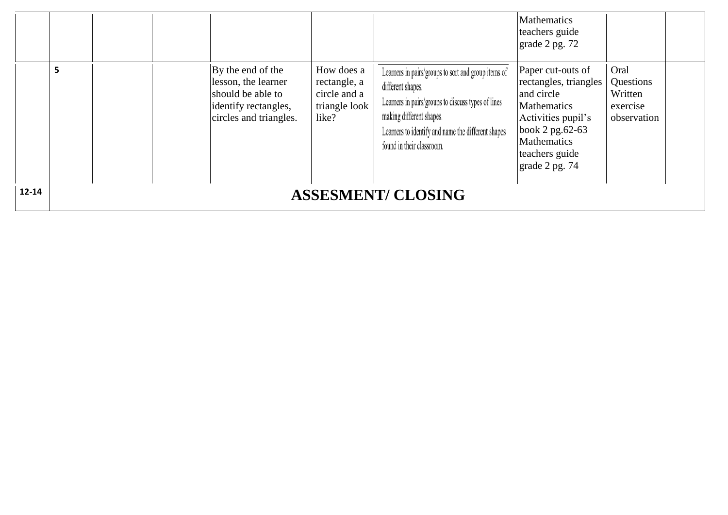| | | | | | | | | | |
|---|---|---|---|---|---|---|---|---|---|
| | | | | | | | Mathematics teachers guide grade 2 pg. 72 | | |
| | 5 | | | By the end of the lesson, the learner should be able to identify rectangles, circles and triangles. | How does a rectangle, a circle and a triangle look like? | Learners in pairs/groups to sort and group items of different shapes. Learners in pairs/groups to discuss types of lines making different shapes. Learners to identify and name the different shapes found in their classroom. | Paper cut-outs of rectangles, triangles and circle Mathematics Activities pupil's book 2 pg.62-63 Mathematics teachers guide grade 2 pg. 74 | Oral Questions Written exercise observation | |
| 12-14 | **ASSESMENT/ CLOSING** | | | | | | | | |